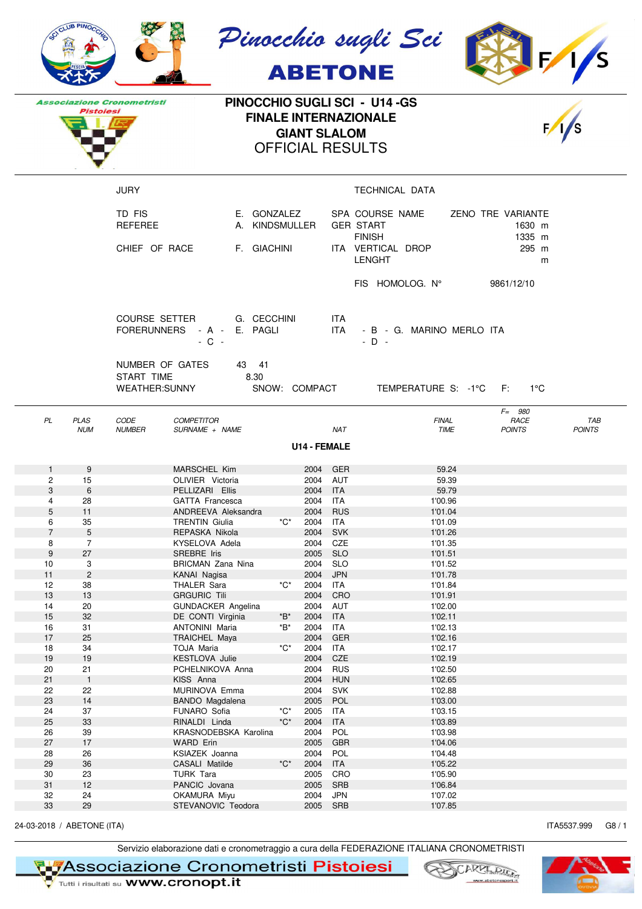# Pinocchio sugli Sci

## ABETONE

Associazione Cronometristi Pistoiesi

## PINOCCHIO SUGLI SCI - U14 -GS
## FINALE INTERNAZIONALE
## GIANT SLALOM
## OFFICIAL RESULTS

| JURY | | | TECHNICAL DATA | |
|---|---|---|---|---|
| TD FIS | E. GONZALEZ | SPA | COURSE NAME | ZENO TRE VARIANTE |
| REFEREE | A. KINDSMULLER | GER | START | 1630 m |
| | | | FINISH | 1335 m |
| CHIEF OF RACE | F. GIACHINI | ITA | VERTICAL DROP | 295 m |
| | | | LENGHT | m |
| | | | FIS HOMOLOG. N° | 9861/12/10 |

COURSE SETTER G. CECCHINI ITA

FORERUNNERS - A - E. PAGLI ITA - B - G. MARINO MERLO ITA

- C - - D -

NUMBER OF GATES 43 41

START TIME 8.30

WEATHER:SUNNY SNOW: COMPACT TEMPERATURE S: -1°C F: 1°C

F= 980

### U14 - FEMALE

| PL | PLAS NUM | CODE NUMBER | COMPETITOR SURNAME + NAME | | YEAR | NAT | FINAL TIME | RACE POINTS | TAB POINTS |
|---|---|---|---|---|---|---|---|---|---|
| 1 | 9 | | MARSCHEL Kim | | 2004 | GER | 59.24 | | |
| 2 | 15 | | OLIVIER Victoria | | 2004 | AUT | 59.39 | | |
| 3 | 6 | | PELLIZARI Ellis | | 2004 | ITA | 59.79 | | |
| 4 | 28 | | GATTA Francesca | | 2004 | ITA | 1'00.96 | | |
| 5 | 11 | | ANDREEVA Aleksandra | | 2004 | RUS | 1'01.04 | | |
| 6 | 35 | | TRENTIN Giulia | *C* | 2004 | ITA | 1'01.09 | | |
| 7 | 5 | | REPASKA Nikola | | 2004 | SVK | 1'01.26 | | |
| 8 | 7 | | KYSELOVA Adela | | 2004 | CZE | 1'01.35 | | |
| 9 | 27 | | SREBRE Iris | | 2005 | SLO | 1'01.51 | | |
| 10 | 3 | | BRICMAN Zana Nina | | 2004 | SLO | 1'01.52 | | |
| 11 | 2 | | KANAI Nagisa | | 2004 | JPN | 1'01.78 | | |
| 12 | 38 | | THALER Sara | *C* | 2004 | ITA | 1'01.84 | | |
| 13 | 13 | | GRGURIC Tili | | 2004 | CRO | 1'01.91 | | |
| 14 | 20 | | GUNDACKER Angelina | | 2004 | AUT | 1'02.00 | | |
| 15 | 32 | | DE CONTI Virginia | *B* | 2004 | ITA | 1'02.11 | | |
| 16 | 31 | | ANTONINI Maria | *B* | 2004 | ITA | 1'02.13 | | |
| 17 | 25 | | TRAICHEL Maya | | 2004 | GER | 1'02.16 | | |
| 18 | 34 | | TOJA Maria | *C* | 2004 | ITA | 1'02.17 | | |
| 19 | 19 | | KESTLOVA Julie | | 2004 | CZE | 1'02.19 | | |
| 20 | 21 | | PCHELNIKOVA Anna | | 2004 | RUS | 1'02.50 | | |
| 21 | 1 | | KISS Anna | | 2004 | HUN | 1'02.65 | | |
| 22 | 22 | | MURINOVA Emma | | 2004 | SVK | 1'02.88 | | |
| 23 | 14 | | BANDO Magdalena | | 2005 | POL | 1'03.00 | | |
| 24 | 37 | | FUNARO Sofia | *C* | 2005 | ITA | 1'03.15 | | |
| 25 | 33 | | RINALDI Linda | *C* | 2004 | ITA | 1'03.89 | | |
| 26 | 39 | | KRASNODEBSKA Karolina | | 2004 | POL | 1'03.98 | | |
| 27 | 17 | | WARD Erin | | 2005 | GBR | 1'04.06 | | |
| 28 | 26 | | KSIAZEK Joanna | | 2004 | POL | 1'04.48 | | |
| 29 | 36 | | CASALI Matilde | *C* | 2004 | ITA | 1'05.22 | | |
| 30 | 23 | | TURK Tara | | 2005 | CRO | 1'05.90 | | |
| 31 | 12 | | PANCIC Jovana | | 2005 | SRB | 1'06.84 | | |
| 32 | 24 | | OKAMURA Miyu | | 2004 | JPN | 1'07.02 | | |
| 33 | 29 | | STEVANOVIC Teodora | | 2005 | SRB | 1'07.85 | | |

24-03-2018 / ABETONE (ITA) ITA5537.999 G8 / 1

Servizio elaborazione dati e cronometraggio a cura della FEDERAZIONE ITALIANA CRONOMETRISTI

Associazione Cronometristi Pistoiesi — Tutti i risultati su www.cronopt.it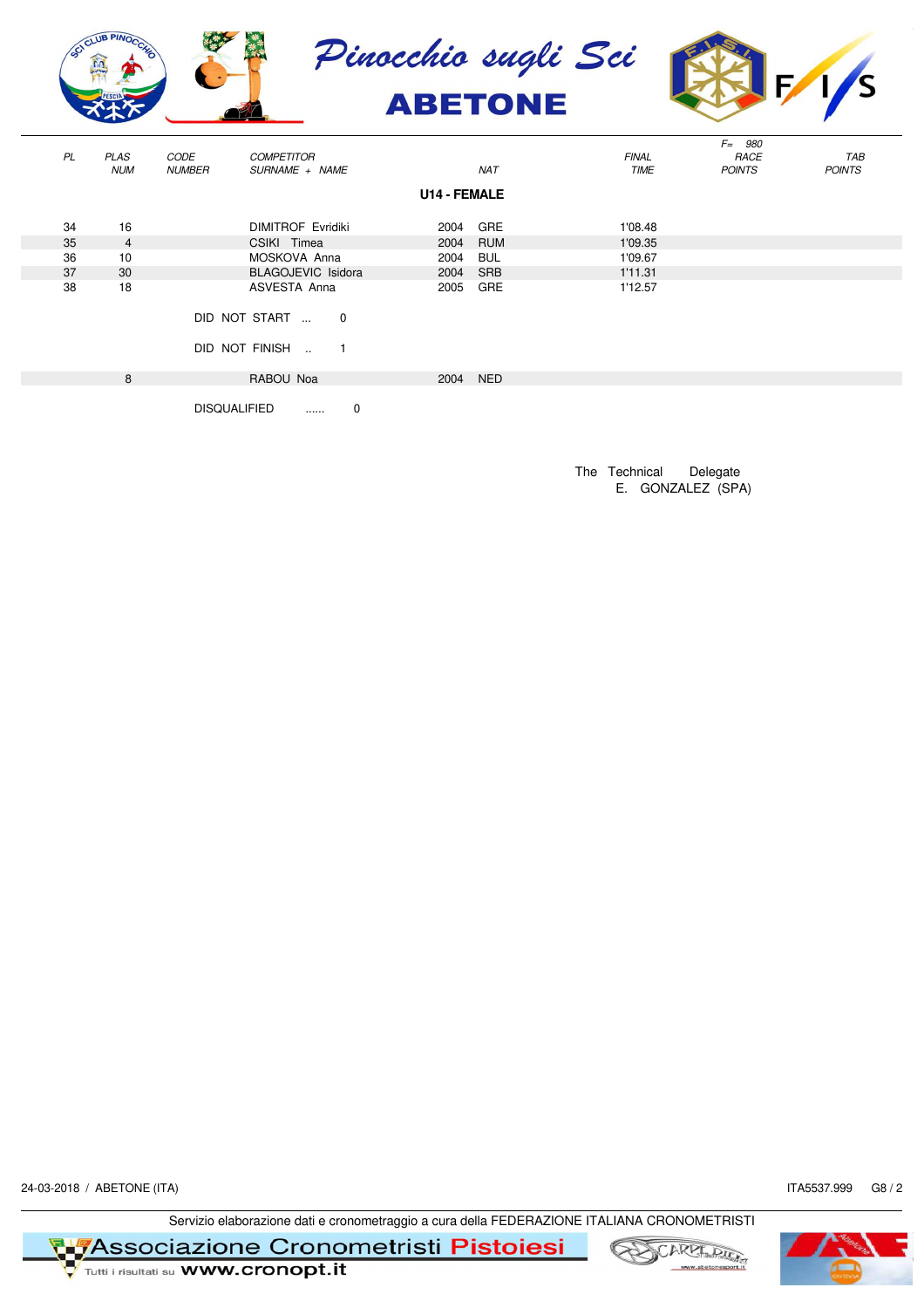# Pinocchio sugli Sci

## ABETONE

| PL | PLAS NUM | CODE NUMBER | COMPETITOR SURNAME + NAME | | NAT | FINAL TIME | F= 980 RACE POINTS | TAB POINTS |
|---|---|---|---|---|---|---|---|---|
| | | | | | | | | |

### U14 - FEMALE

| PL | PLAS NUM | CODE NUMBER | COMPETITOR SURNAME + NAME | | NAT | FINAL TIME | RACE POINTS | TAB POINTS |
|---|---|---|---|---|---|---|---|---|
| 34 | 16 | | DIMITROF Evridiki | 2004 | GRE | 1'08.48 | | |
| 35 | 4 | | CSIKI Timea | 2004 | RUM | 1'09.35 | | |
| 36 | 10 | | MOSKOVA Anna | 2004 | BUL | 1'09.67 | | |
| 37 | 30 | | BLAGOJEVIC Isidora | 2004 | SRB | 1'11.31 | | |
| 38 | 18 | | ASVESTA Anna | 2005 | GRE | 1'12.57 | | |

DID NOT START ... 0

DID NOT FINISH .. 1

| PL | PLAS NUM | CODE NUMBER | COMPETITOR SURNAME + NAME | | NAT | FINAL TIME | RACE POINTS | TAB POINTS |
|---|---|---|---|---|---|---|---|---|
| | 8 | | RABOU Noa | 2004 | NED | | | |

DISQUALIFIED ...... 0

The Technical Delegate
E. GONZALEZ (SPA)

24-03-2018 / ABETONE (ITA)

ITA5537.999 G8 / 2

Servizio elaborazione dati e cronometraggio a cura della FEDERAZIONE ITALIANA CRONOMETRISTI

Associazione Cronometristi Pistoiesi
Tutti i risultati su www.cronopt.it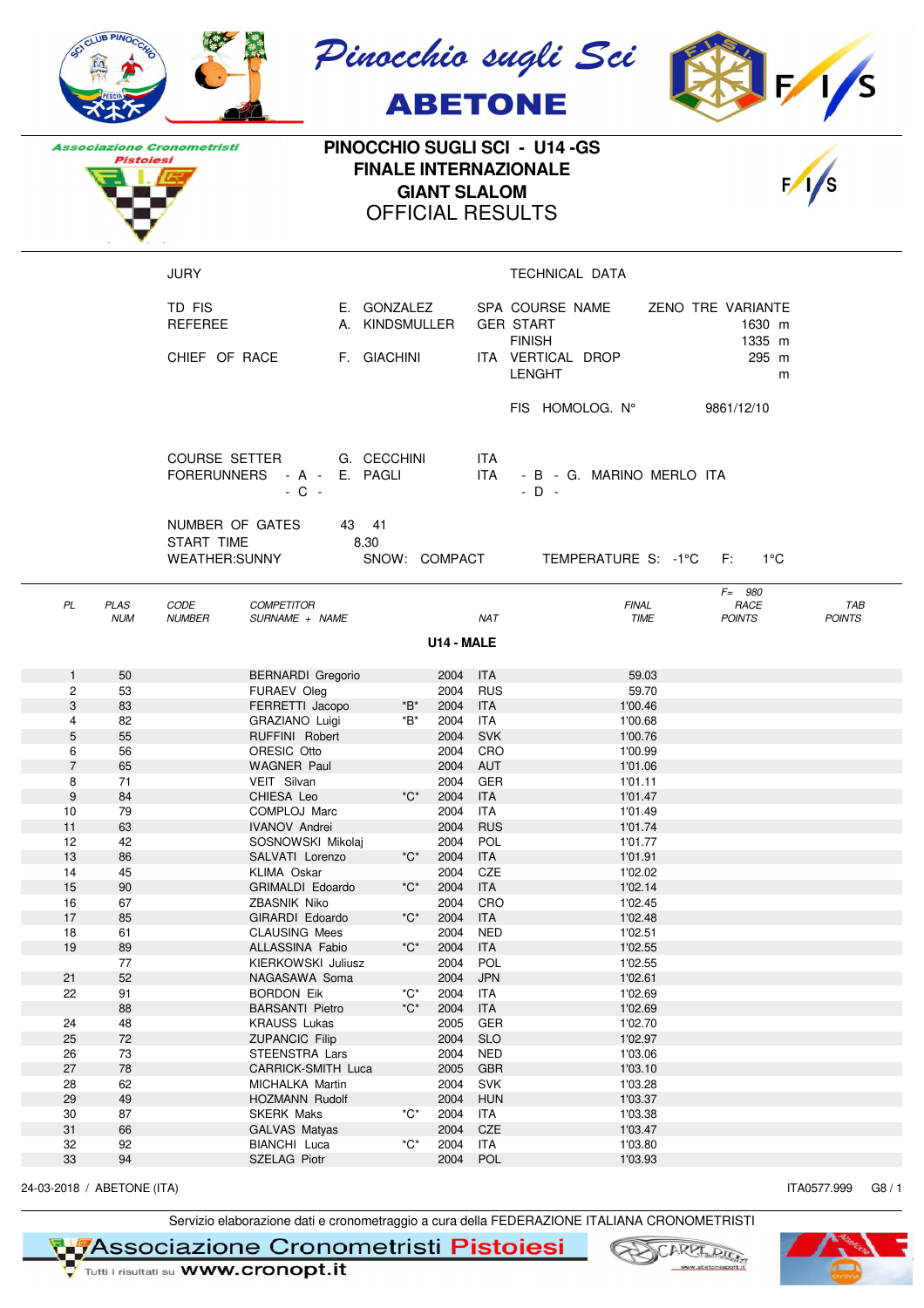Pinocchio sugli Sci

ABETONE

Associazione Cronometristi Pistoiesi

# PINOCCHIO SUGLI SCI - U14 -GS
## FINALE INTERNAZIONALE
## GIANT SLALOM
## OFFICIAL RESULTS

| JURY | | | TECHNICAL DATA | |
|---|---|---|---|---|
| TD FIS | E. GONZALEZ | SPA | COURSE NAME | ZENO TRE VARIANTE |
| REFEREE | A. KINDSMULLER | GER | START | 1630 m |
| | | | FINISH | 1335 m |
| CHIEF OF RACE | F. GIACHINI | ITA | VERTICAL DROP | 295 m |
| | | | LENGHT | m |
| | | | FIS HOMOLOG. N° | 9861/12/10 |

COURSE SETTER G. CECCHINI ITA

FORERUNNERS - A - E. PAGLI ITA - B - G. MARINO MERLO ITA

- C - - D -

NUMBER OF GATES 43 41

START TIME 8.30

WEATHER:SUNNY SNOW: COMPACT TEMPERATURE S: -1°C F: 1°C

F= 980

### U14 - MALE

| PL | PLAS NUM | CODE NUMBER | COMPETITOR SURNAME + NAME | | | NAT | FINAL TIME | RACE POINTS | TAB POINTS |
|---|---|---|---|---|---|---|---|---|---|
| 1 | 50 | | BERNARDI Gregorio | | 2004 | ITA | 59.03 | | |
| 2 | 53 | | FURAEV Oleg | | 2004 | RUS | 59.70 | | |
| 3 | 83 | | FERRETTI Jacopo | *B* | 2004 | ITA | 1'00.46 | | |
| 4 | 82 | | GRAZIANO Luigi | *B* | 2004 | ITA | 1'00.68 | | |
| 5 | 55 | | RUFFINI Robert | | 2004 | SVK | 1'00.76 | | |
| 6 | 56 | | ORESIC Otto | | 2004 | CRO | 1'00.99 | | |
| 7 | 65 | | WAGNER Paul | | 2004 | AUT | 1'01.06 | | |
| 8 | 71 | | VEIT Silvan | | 2004 | GER | 1'01.11 | | |
| 9 | 84 | | CHIESA Leo | *C* | 2004 | ITA | 1'01.47 | | |
| 10 | 79 | | COMPLOJ Marc | | 2004 | ITA | 1'01.49 | | |
| 11 | 63 | | IVANOV Andrei | | 2004 | RUS | 1'01.74 | | |
| 12 | 42 | | SOSNOWSKI Mikolaj | | 2004 | POL | 1'01.77 | | |
| 13 | 86 | | SALVATI Lorenzo | *C* | 2004 | ITA | 1'01.91 | | |
| 14 | 45 | | KLIMA Oskar | | 2004 | CZE | 1'02.02 | | |
| 15 | 90 | | GRIMALDI Edoardo | *C* | 2004 | ITA | 1'02.14 | | |
| 16 | 67 | | ZBASNIK Niko | | 2004 | CRO | 1'02.45 | | |
| 17 | 85 | | GIRARDI Edoardo | *C* | 2004 | ITA | 1'02.48 | | |
| 18 | 61 | | CLAUSING Mees | | 2004 | NED | 1'02.51 | | |
| 19 | 89 | | ALLASSINA Fabio | *C* | 2004 | ITA | 1'02.55 | | |
| | 77 | | KIERKOWSKI Juliusz | | 2004 | POL | 1'02.55 | | |
| 21 | 52 | | NAGASAWA Soma | | 2004 | JPN | 1'02.61 | | |
| 22 | 91 | | BORDON Eik | *C* | 2004 | ITA | 1'02.69 | | |
| | 88 | | BARSANTI Pietro | *C* | 2004 | ITA | 1'02.69 | | |
| 24 | 48 | | KRAUSS Lukas | | 2005 | GER | 1'02.70 | | |
| 25 | 72 | | ZUPANCIC Filip | | 2004 | SLO | 1'02.97 | | |
| 26 | 73 | | STEENSTRA Lars | | 2004 | NED | 1'03.06 | | |
| 27 | 78 | | CARRICK-SMITH Luca | | 2005 | GBR | 1'03.10 | | |
| 28 | 62 | | MICHALKA Martin | | 2004 | SVK | 1'03.28 | | |
| 29 | 49 | | HOZMANN Rudolf | | 2004 | HUN | 1'03.37 | | |
| 30 | 87 | | SKERK Maks | *C* | 2004 | ITA | 1'03.38 | | |
| 31 | 66 | | GALVAS Matyas | | 2004 | CZE | 1'03.47 | | |
| 32 | 92 | | BIANCHI Luca | *C* | 2004 | ITA | 1'03.80 | | |
| 33 | 94 | | SZELAG Piotr | | 2004 | POL | 1'03.93 | | |

24-03-2018 / ABETONE (ITA) ITA0577.999 G8 / 1

Servizio elaborazione dati e cronometraggio a cura della FEDERAZIONE ITALIANA CRONOMETRISTI

Associazione Cronometristi Pistoiesi

Tutti i risultati su www.cronopt.it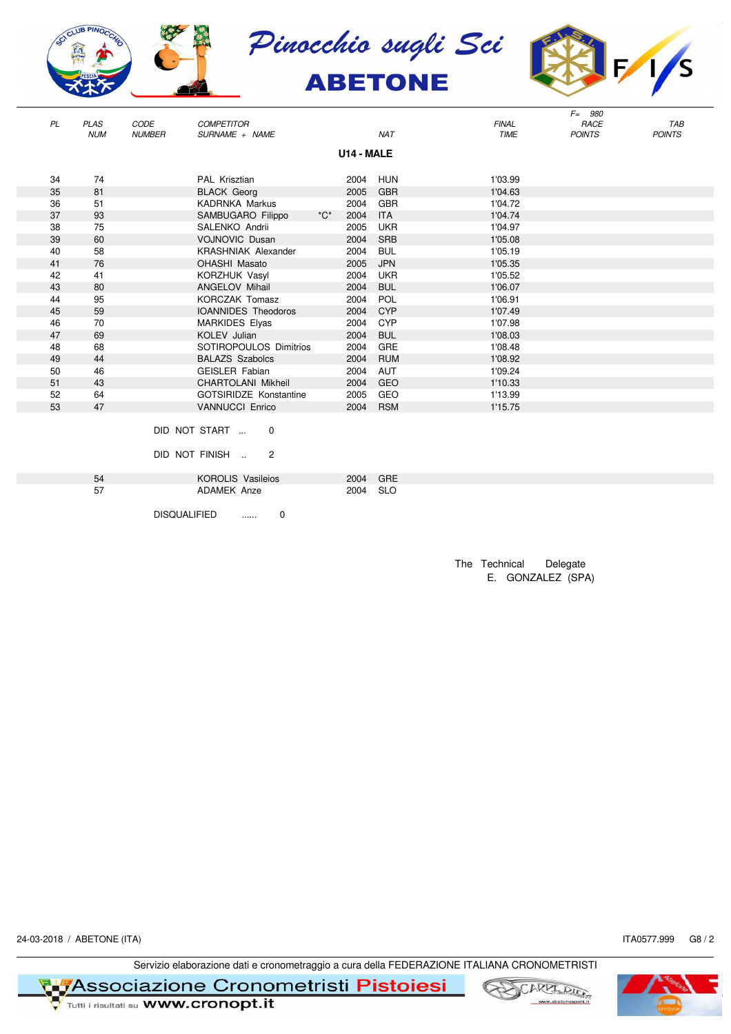# Pinocchio sugli Sci

## ABETONE

| PL | PLAS NUM | CODE NUMBER | COMPETITOR SURNAME + NAME | | YEAR | NAT | FINAL TIME | F= 980 RACE POINTS | TAB POINTS |
|---|---|---|---|---|---|---|---|---|---|
| | | | **U14 - MALE** | | | | | | |
| 34 | 74 | | PAL Krisztian | | 2004 | HUN | 1'03.99 | | |
| 35 | 81 | | BLACK Georg | | 2005 | GBR | 1'04.63 | | |
| 36 | 51 | | KADRNKA Markus | | 2004 | GBR | 1'04.72 | | |
| 37 | 93 | | SAMBUGARO Filippo | *C* | 2004 | ITA | 1'04.74 | | |
| 38 | 75 | | SALENKO Andrii | | 2005 | UKR | 1'04.97 | | |
| 39 | 60 | | VOJNOVIC Dusan | | 2004 | SRB | 1'05.08 | | |
| 40 | 58 | | KRASHNIAK Alexander | | 2004 | BUL | 1'05.19 | | |
| 41 | 76 | | OHASHI Masato | | 2005 | JPN | 1'05.35 | | |
| 42 | 41 | | KORZHUK Vasyl | | 2004 | UKR | 1'05.52 | | |
| 43 | 80 | | ANGELOV Mihail | | 2004 | BUL | 1'06.07 | | |
| 44 | 95 | | KORCZAK Tomasz | | 2004 | POL | 1'06.91 | | |
| 45 | 59 | | IOANNIDES Theodoros | | 2004 | CYP | 1'07.49 | | |
| 46 | 70 | | MARKIDES Elyas | | 2004 | CYP | 1'07.98 | | |
| 47 | 69 | | KOLEV Julian | | 2004 | BUL | 1'08.03 | | |
| 48 | 68 | | SOTIROPOULOS Dimitrios | | 2004 | GRE | 1'08.48 | | |
| 49 | 44 | | BALAZS Szabolcs | | 2004 | RUM | 1'08.92 | | |
| 50 | 46 | | GEISLER Fabian | | 2004 | AUT | 1'09.24 | | |
| 51 | 43 | | CHARTOLANI Mikheil | | 2004 | GEO | 1'10.33 | | |
| 52 | 64 | | GOTSIRIDZE Konstantine | | 2005 | GEO | 1'13.99 | | |
| 53 | 47 | | VANNUCCI Enrico | | 2004 | RSM | 1'15.75 | | |

DID NOT START ... 0

DID NOT FINISH .. 2

| PL | PLAS NUM | CODE NUMBER | COMPETITOR SURNAME + NAME | YEAR | NAT |
|---|---|---|---|---|---|
| | 54 | | KOROLIS Vasileios | 2004 | GRE |
| | 57 | | ADAMEK Anze | 2004 | SLO |

DISQUALIFIED ...... 0

The Technical Delegate
E. GONZALEZ (SPA)

24-03-2018 / ABETONE (ITA) ITA0577.999 G8 / 2

Servizio elaborazione dati e cronometraggio a cura della FEDERAZIONE ITALIANA CRONOMETRISTI

Associazione Cronometristi Pistoiesi — Tutti i risultati su www.cronopt.it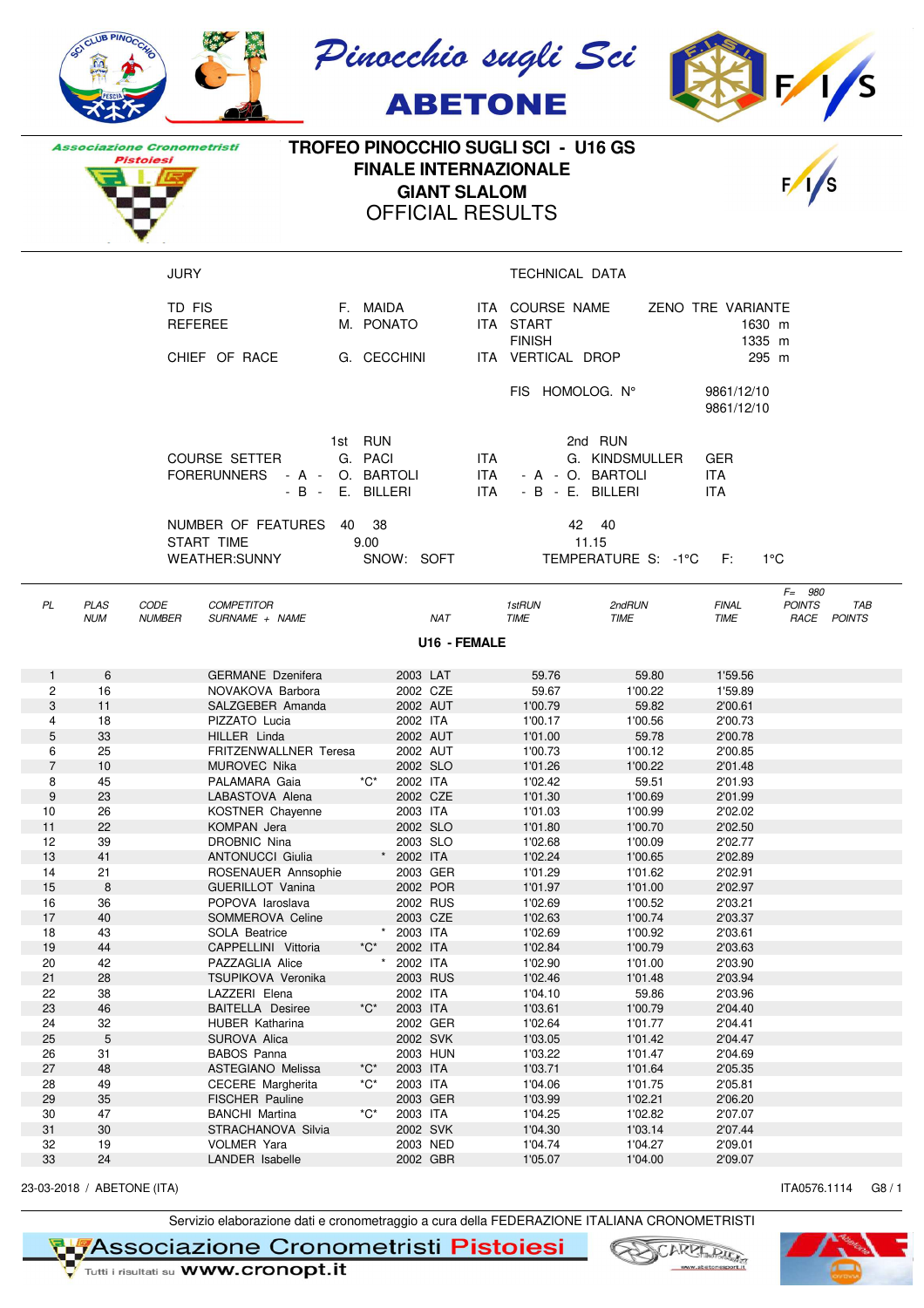Pinocchio sugli Sci
**ABETONE**

Associazione Cronometristi Pistoiesi

# TROFEO PINOCCHIO SUGLI SCI - U16 GS
## FINALE INTERNAZIONALE
## GIANT SLALOM
## OFFICIAL RESULTS

| JURY | | | TECHNICAL DATA | |
|---|---|---|---|---|
| TD FIS | F. MAIDA | ITA | COURSE NAME | ZENO TRE VARIANTE |
| REFEREE | M. PONATO | ITA | START | 1630 m |
| | | | FINISH | 1335 m |
| CHIEF OF RACE | G. CECCHINI | ITA | VERTICAL DROP | 295 m |
| | | | FIS HOMOLOG. N° | 9861/12/10 |
| | | | | 9861/12/10 |

| | 1st RUN | | 2nd RUN | |
|---|---|---|---|---|
| COURSE SETTER | G. PACI | ITA | G. KINDSMULLER | GER |
| FORERUNNERS - A - | O. BARTOLI | ITA | - A - O. BARTOLI | ITA |
| - B - | E. BILLERI | ITA | - B - E. BILLERI | ITA |
| NUMBER OF FEATURES | 40 38 | | 42 40 | |
| START TIME | 9.00 | | 11.15 | |
| WEATHER:SUNNY | SNOW: SOFT | | TEMPERATURE S: -1°C | F: 1°C |

### U16 - FEMALE

| PL | PLAS NUM | CODE NUMBER | COMPETITOR SURNAME + NAME | | NAT | 1stRUN TIME | 2ndRUN TIME | FINAL TIME | F= 980 POINTS RACE | TAB POINTS |
|---|---|---|---|---|---|---|---|---|---|---|
| 1 | 6 | | GERMANE Dzenifera | | 2003 LAT | 59.76 | 59.80 | 1'59.56 | | |
| 2 | 16 | | NOVAKOVA Barbora | | 2002 CZE | 59.67 | 1'00.22 | 1'59.89 | | |
| 3 | 11 | | SALZGEBER Amanda | | 2002 AUT | 1'00.79 | 59.82 | 2'00.61 | | |
| 4 | 18 | | PIZZATO Lucia | | 2002 ITA | 1'00.17 | 1'00.56 | 2'00.73 | | |
| 5 | 33 | | HILLER Linda | | 2002 AUT | 1'01.00 | 59.78 | 2'00.78 | | |
| 6 | 25 | | FRITZENWALLNER Teresa | | 2002 AUT | 1'00.73 | 1'00.12 | 2'00.85 | | |
| 7 | 10 | | MUROVEC Nika | | 2002 SLO | 1'01.26 | 1'00.22 | 2'01.48 | | |
| 8 | 45 | | PALAMARA Gaia | *C* | 2002 ITA | 1'02.42 | 59.51 | 2'01.93 | | |
| 9 | 23 | | LABASTOVA Alena | | 2002 CZE | 1'01.30 | 1'00.69 | 2'01.99 | | |
| 10 | 26 | | KOSTNER Chayenne | | 2003 ITA | 1'01.03 | 1'00.99 | 2'02.02 | | |
| 11 | 22 | | KOMPAN Jera | | 2002 SLO | 1'01.80 | 1'00.70 | 2'02.50 | | |
| 12 | 39 | | DROBNIC Nina | | 2003 SLO | 1'02.68 | 1'00.09 | 2'02.77 | | |
| 13 | 41 | | ANTONUCCI Giulia | * | 2002 ITA | 1'02.24 | 1'00.65 | 2'02.89 | | |
| 14 | 21 | | ROSENAUER Annsophie | | 2003 GER | 1'01.29 | 1'01.62 | 2'02.91 | | |
| 15 | 8 | | GUERILLOT Vanina | | 2002 POR | 1'01.97 | 1'01.00 | 2'02.97 | | |
| 16 | 36 | | POPOVA Iaroslava | | 2002 RUS | 1'02.69 | 1'00.52 | 2'03.21 | | |
| 17 | 40 | | SOMMEROVA Celine | | 2003 CZE | 1'02.63 | 1'00.74 | 2'03.37 | | |
| 18 | 43 | | SOLA Beatrice | * | 2003 ITA | 1'02.69 | 1'00.92 | 2'03.61 | | |
| 19 | 44 | | CAPPELLINI Vittoria | *C* | 2002 ITA | 1'02.84 | 1'00.79 | 2'03.63 | | |
| 20 | 42 | | PAZZAGLIA Alice | * | 2002 ITA | 1'02.90 | 1'01.00 | 2'03.90 | | |
| 21 | 28 | | TSUPIKOVA Veronika | | 2003 RUS | 1'02.46 | 1'01.48 | 2'03.94 | | |
| 22 | 38 | | LAZZERI Elena | | 2002 ITA | 1'04.10 | 59.86 | 2'03.96 | | |
| 23 | 46 | | BAITELLA Desiree | *C* | 2003 ITA | 1'03.61 | 1'00.79 | 2'04.40 | | |
| 24 | 32 | | HUBER Katharina | | 2002 GER | 1'02.64 | 1'01.77 | 2'04.41 | | |
| 25 | 5 | | SUROVA Alica | | 2002 SVK | 1'03.05 | 1'01.42 | 2'04.47 | | |
| 26 | 31 | | BABOS Panna | | 2003 HUN | 1'03.22 | 1'01.47 | 2'04.69 | | |
| 27 | 48 | | ASTEGIANO Melissa | *C* | 2003 ITA | 1'03.71 | 1'01.64 | 2'05.35 | | |
| 28 | 49 | | CECERE Margherita | *C* | 2003 ITA | 1'04.06 | 1'01.75 | 2'05.81 | | |
| 29 | 35 | | FISCHER Pauline | | 2003 GER | 1'03.99 | 1'02.21 | 2'06.20 | | |
| 30 | 47 | | BANCHI Martina | *C* | 2003 ITA | 1'04.25 | 1'02.82 | 2'07.07 | | |
| 31 | 30 | | STRACHANOVA Silvia | | 2002 SVK | 1'04.30 | 1'03.14 | 2'07.44 | | |
| 32 | 19 | | VOLMER Yara | | 2003 NED | 1'04.74 | 1'04.27 | 2'09.01 | | |
| 33 | 24 | | LANDER Isabelle | | 2002 GBR | 1'05.07 | 1'04.00 | 2'09.07 | | |

23-03-2018 / ABETONE (ITA) ITA0576.1114 G8 / 1

Servizio elaborazione dati e cronometraggio a cura della FEDERAZIONE ITALIANA CRONOMETRISTI

Associazione Cronometristi Pistoiesi
Tutti i risultati su www.cronopt.it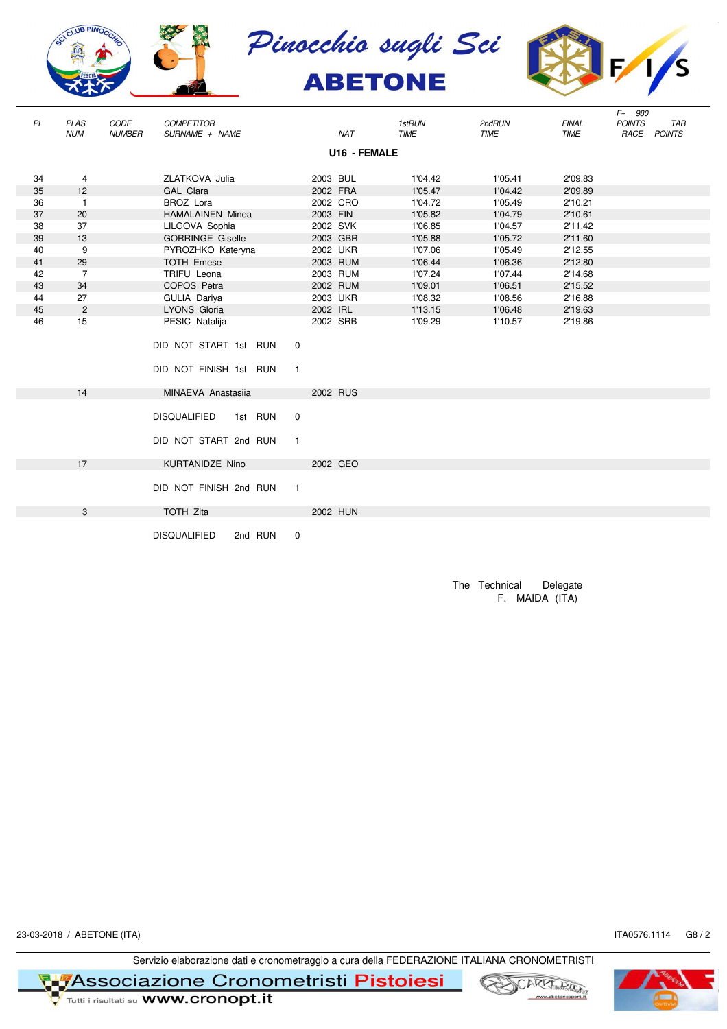# Pinocchio sugli Sci

## ABETONE

| PL | PLAS NUM | CODE NUMBER | COMPETITOR SURNAME + NAME | NAT | 1stRUN TIME | 2ndRUN TIME | FINAL TIME | F= 980 POINTS RACE | TAB POINTS |
|---|---|---|---|---|---|---|---|---|---|

### U16 - FEMALE

| PL | PLAS NUM | CODE NUMBER | COMPETITOR SURNAME + NAME | NAT | 1stRUN TIME | 2ndRUN TIME | FINAL TIME | POINTS RACE | TAB POINTS |
|---|---|---|---|---|---|---|---|---|---|
| 34 | 4 | | ZLATKOVA Julia | 2003 BUL | 1'04.42 | 1'05.41 | 2'09.83 | | |
| 35 | 12 | | GAL Clara | 2002 FRA | 1'05.47 | 1'04.42 | 2'09.89 | | |
| 36 | 1 | | BROZ Lora | 2002 CRO | 1'04.72 | 1'05.49 | 2'10.21 | | |
| 37 | 20 | | HAMALAINEN Minea | 2003 FIN | 1'05.82 | 1'04.79 | 2'10.61 | | |
| 38 | 37 | | LILGOVA Sophia | 2002 SVK | 1'06.85 | 1'04.57 | 2'11.42 | | |
| 39 | 13 | | GORRINGE Giselle | 2003 GBR | 1'05.88 | 1'05.72 | 2'11.60 | | |
| 40 | 9 | | PYROZHKO Kateryna | 2002 UKR | 1'07.06 | 1'05.49 | 2'12.55 | | |
| 41 | 29 | | TOTH Emese | 2003 RUM | 1'06.44 | 1'06.36 | 2'12.80 | | |
| 42 | 7 | | TRIFU Leona | 2003 RUM | 1'07.24 | 1'07.44 | 2'14.68 | | |
| 43 | 34 | | COPOS Petra | 2002 RUM | 1'09.01 | 1'06.51 | 2'15.52 | | |
| 44 | 27 | | GULIA Dariya | 2003 UKR | 1'08.32 | 1'08.56 | 2'16.88 | | |
| 45 | 2 | | LYONS Gloria | 2002 IRL | 1'13.15 | 1'06.48 | 2'19.63 | | |
| 46 | 15 | | PESIC Natalija | 2002 SRB | 1'09.29 | 1'10.57 | 2'19.86 | | |

DID NOT START 1st RUN 0

DID NOT FINISH 1st RUN 1

| PLAS NUM | COMPETITOR SURNAME + NAME | NAT |
|---|---|---|
| 14 | MINAEVA Anastasiia | 2002 RUS |

DISQUALIFIED 1st RUN 0

DID NOT START 2nd RUN 1

| PLAS NUM | COMPETITOR SURNAME + NAME | NAT |
|---|---|---|
| 17 | KURTANIDZE Nino | 2002 GEO |

DID NOT FINISH 2nd RUN 1

| PLAS NUM | COMPETITOR SURNAME + NAME | NAT |
|---|---|---|
| 3 | TOTH Zita | 2002 HUN |

DISQUALIFIED 2nd RUN 0

The Technical Delegate
F. MAIDA (ITA)

23-03-2018 / ABETONE (ITA) ITA0576.1114 G8 / 2

Servizio elaborazione dati e cronometraggio a cura della FEDERAZIONE ITALIANA CRONOMETRISTI

Associazione Cronometristi Pistoiesi — Tutti i risultati su www.cronopt.it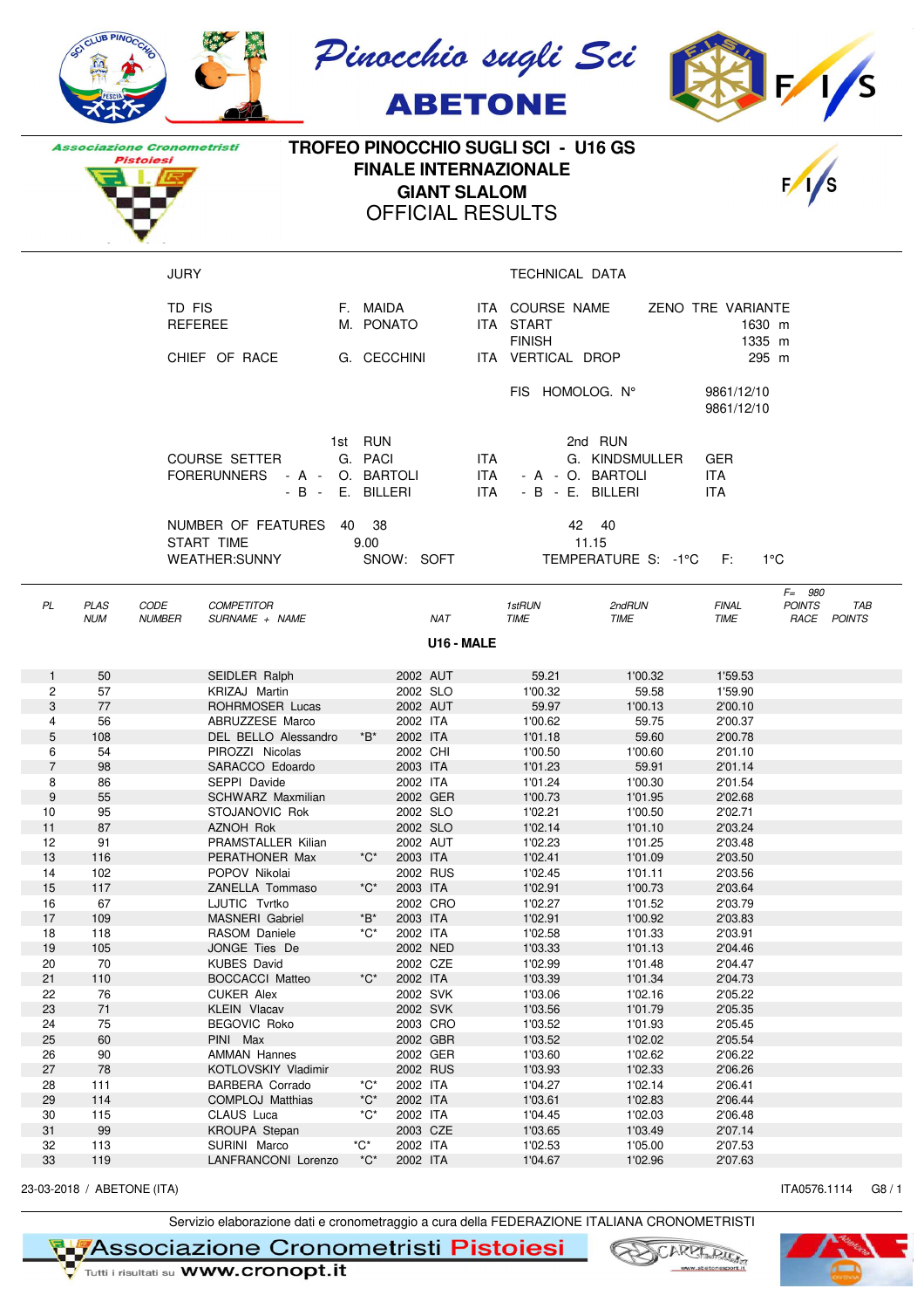Pinocchio sugli Sci
ABETONE

Associazione Cronometristi Pistoiesi

# TROFEO PINOCCHIO SUGLI SCI - U16 GS
## FINALE INTERNAZIONALE
## GIANT SLALOM
## OFFICIAL RESULTS

**JURY**

| | | | | |
|---|---|---|---|---|
| TD FIS | F. MAIDA | ITA | COURSE NAME | ZENO TRE VARIANTE |
| REFEREE | M. PONATO | ITA | START | 1630 m |
| | | | FINISH | 1335 m |
| CHIEF OF RACE | G. CECCHINI | ITA | VERTICAL DROP | 295 m |
| | | | FIS HOMOLOG. N° | 9861/12/10 |
| | | | | 9861/12/10 |

| | 1st RUN | | 2nd RUN | |
|---|---|---|---|---|
| COURSE SETTER | G. PACI | ITA | G. KINDSMULLER | GER |
| FORERUNNERS - A - | O. BARTOLI | ITA | - A - O. BARTOLI | ITA |
| - B - | E. BILLERI | ITA | - B - E. BILLERI | ITA |
| NUMBER OF FEATURES | 40 38 | | 42 40 | |
| START TIME | 9.00 | | 11.15 | |
| WEATHER:SUNNY | SNOW: SOFT | | TEMPERATURE S: -1°C | F: 1°C |

F= 980

**U16 - MALE**

| PL | PLAS NUM | CODE NUMBER | COMPETITOR SURNAME + NAME | | NAT | 1stRUN TIME | 2ndRUN TIME | FINAL TIME | POINTS RACE | TAB POINTS |
|---|---|---|---|---|---|---|---|---|---|---|
| 1 | 50 | | SEIDLER Ralph | | 2002 AUT | 59.21 | 1'00.32 | 1'59.53 | | |
| 2 | 57 | | KRIZAJ Martin | | 2002 SLO | 1'00.32 | 59.58 | 1'59.90 | | |
| 3 | 77 | | ROHRMOSER Lucas | | 2002 AUT | 59.97 | 1'00.13 | 2'00.10 | | |
| 4 | 56 | | ABRUZZESE Marco | | 2002 ITA | 1'00.62 | 59.75 | 2'00.37 | | |
| 5 | 108 | | DEL BELLO Alessandro | *B* | 2002 ITA | 1'01.18 | 59.60 | 2'00.78 | | |
| 6 | 54 | | PIROZZI Nicolas | | 2002 CHI | 1'00.50 | 1'00.60 | 2'01.10 | | |
| 7 | 98 | | SARACCO Edoardo | | 2003 ITA | 1'01.23 | 59.91 | 2'01.14 | | |
| 8 | 86 | | SEPPI Davide | | 2002 ITA | 1'01.24 | 1'00.30 | 2'01.54 | | |
| 9 | 55 | | SCHWARZ Maxmilian | | 2002 GER | 1'00.73 | 1'01.95 | 2'02.68 | | |
| 10 | 95 | | STOJANOVIC Rok | | 2002 SLO | 1'02.21 | 1'00.50 | 2'02.71 | | |
| 11 | 87 | | AZNOH Rok | | 2002 SLO | 1'02.14 | 1'01.10 | 2'03.24 | | |
| 12 | 91 | | PRAMSTALLER Kilian | | 2002 AUT | 1'02.23 | 1'01.25 | 2'03.48 | | |
| 13 | 116 | | PERATHONER Max | *C* | 2003 ITA | 1'02.41 | 1'01.09 | 2'03.50 | | |
| 14 | 102 | | POPOV Nikolai | | 2002 RUS | 1'02.45 | 1'01.11 | 2'03.56 | | |
| 15 | 117 | | ZANELLA Tommaso | *C* | 2003 ITA | 1'02.91 | 1'00.73 | 2'03.64 | | |
| 16 | 67 | | LJUTIC Tvrtko | | 2002 CRO | 1'02.27 | 1'01.52 | 2'03.79 | | |
| 17 | 109 | | MASNERI Gabriel | *B* | 2003 ITA | 1'02.91 | 1'00.92 | 2'03.83 | | |
| 18 | 118 | | RASOM Daniele | *C* | 2002 ITA | 1'02.58 | 1'01.33 | 2'03.91 | | |
| 19 | 105 | | JONGE Ties De | | 2002 NED | 1'03.33 | 1'01.13 | 2'04.46 | | |
| 20 | 70 | | KUBES David | | 2002 CZE | 1'02.99 | 1'01.48 | 2'04.47 | | |
| 21 | 110 | | BOCCACCI Matteo | *C* | 2002 ITA | 1'03.39 | 1'01.34 | 2'04.73 | | |
| 22 | 76 | | CUKER Alex | | 2002 SVK | 1'03.06 | 1'02.16 | 2'05.22 | | |
| 23 | 71 | | KLEIN Vlacav | | 2002 SVK | 1'03.56 | 1'01.79 | 2'05.35 | | |
| 24 | 75 | | BEGOVIC Roko | | 2003 CRO | 1'03.52 | 1'01.93 | 2'05.45 | | |
| 25 | 60 | | PINI Max | | 2002 GBR | 1'03.52 | 1'02.02 | 2'05.54 | | |
| 26 | 90 | | AMMAN Hannes | | 2002 GER | 1'03.60 | 1'02.62 | 2'06.22 | | |
| 27 | 78 | | KOTLOVSKIY Vladimir | | 2002 RUS | 1'03.93 | 1'02.33 | 2'06.26 | | |
| 28 | 111 | | BARBERA Corrado | *C* | 2002 ITA | 1'04.27 | 1'02.14 | 2'06.41 | | |
| 29 | 114 | | COMPLOJ Matthias | *C* | 2002 ITA | 1'03.61 | 1'02.83 | 2'06.44 | | |
| 30 | 115 | | CLAUS Luca | *C* | 2002 ITA | 1'04.45 | 1'02.03 | 2'06.48 | | |
| 31 | 99 | | KROUPA Stepan | | 2003 CZE | 1'03.65 | 1'03.49 | 2'07.14 | | |
| 32 | 113 | | SURINI Marco | *C* | 2002 ITA | 1'02.53 | 1'05.00 | 2'07.53 | | |
| 33 | 119 | | LANFRANCONI Lorenzo | *C* | 2002 ITA | 1'04.67 | 1'02.96 | 2'07.63 | | |

23-03-2018 / ABETONE (ITA) ITA0576.1114 G8 / 1

Servizio elaborazione dati e cronometraggio a cura della FEDERAZIONE ITALIANA CRONOMETRISTI

Associazione Cronometristi Pistoiesi
Tutti i risultati su www.cronopt.it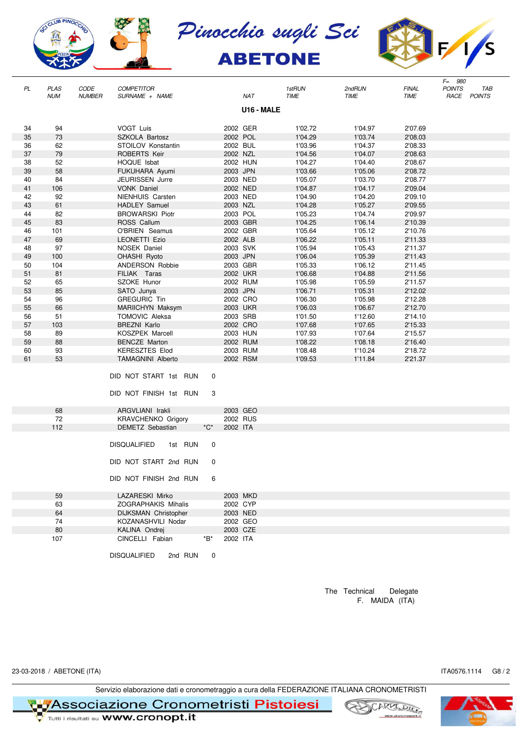# Pinocchio sugli Sci

## ABETONE

| PL | PLAS NUM | CODE NUMBER | COMPETITOR SURNAME + NAME | | NAT | 1stRUN TIME | 2ndRUN TIME | FINAL TIME | F= 980 POINTS RACE | TAB POINTS |
|---|---|---|---|---|---|---|---|---|---|---|
| | | | **U16 - MALE** | | | | | | | |
| 34 | 94 | | VOGT Luis | 2002 | GER | 1'02.72 | 1'04.97 | 2'07.69 | | |
| 35 | 73 | | SZKOLA Bartosz | 2002 | POL | 1'04.29 | 1'03.74 | 2'08.03 | | |
| 36 | 62 | | STOILOV Konstantin | 2002 | BUL | 1'03.96 | 1'04.37 | 2'08.33 | | |
| 37 | 79 | | ROBERTS Keir | 2002 | NZL | 1'04.56 | 1'04.07 | 2'08.63 | | |
| 38 | 52 | | HOQUE Isbat | 2002 | HUN | 1'04.27 | 1'04.40 | 2'08.67 | | |
| 39 | 58 | | FUKUHARA Ayumi | 2003 | JPN | 1'03.66 | 1'05.06 | 2'08.72 | | |
| 40 | 84 | | JEURISSEN Jurre | 2003 | NED | 1'05.07 | 1'03.70 | 2'08.77 | | |
| 41 | 106 | | VONK Daniel | 2002 | NED | 1'04.87 | 1'04.17 | 2'09.04 | | |
| 42 | 92 | | NIENHUIS Carsten | 2003 | NED | 1'04.90 | 1'04.20 | 2'09.10 | | |
| 43 | 61 | | HADLEY Samuel | 2003 | NZL | 1'04.28 | 1'05.27 | 2'09.55 | | |
| 44 | 82 | | BROWARSKI Piotr | 2003 | POL | 1'05.23 | 1'04.74 | 2'09.97 | | |
| 45 | 83 | | ROSS Callum | 2003 | GBR | 1'04.25 | 1'06.14 | 2'10.39 | | |
| 46 | 101 | | O'BRIEN Seamus | 2002 | GBR | 1'05.64 | 1'05.12 | 2'10.76 | | |
| 47 | 69 | | LEONETTI Ezio | 2002 | ALB | 1'06.22 | 1'05.11 | 2'11.33 | | |
| 48 | 97 | | NOSEK Daniel | 2003 | SVK | 1'05.94 | 1'05.43 | 2'11.37 | | |
| 49 | 100 | | OHASHI Ryoto | 2003 | JPN | 1'06.04 | 1'05.39 | 2'11.43 | | |
| 50 | 104 | | ANDERSON Robbie | 2003 | GBR | 1'05.33 | 1'06.12 | 2'11.45 | | |
| 51 | 81 | | FILIAK Taras | 2002 | UKR | 1'06.68 | 1'04.88 | 2'11.56 | | |
| 52 | 65 | | SZOKE Hunor | 2002 | RUM | 1'05.98 | 1'05.59 | 2'11.57 | | |
| 53 | 85 | | SATO Junya | 2003 | JPN | 1'06.71 | 1'05.31 | 2'12.02 | | |
| 54 | 96 | | GREGURIC Tin | 2002 | CRO | 1'06.30 | 1'05.98 | 2'12.28 | | |
| 55 | 66 | | MARIICHYN Maksym | 2003 | UKR | 1'06.03 | 1'06.67 | 2'12.70 | | |
| 56 | 51 | | TOMOVIC Aleksa | 2003 | SRB | 1'01.50 | 1'12.60 | 2'14.10 | | |
| 57 | 103 | | BREZNI Karlo | 2002 | CRO | 1'07.68 | 1'07.65 | 2'15.33 | | |
| 58 | 89 | | KOSZPEK Marcell | 2003 | HUN | 1'07.93 | 1'07.64 | 2'15.57 | | |
| 59 | 88 | | BENCZE Marton | 2002 | RUM | 1'08.22 | 1'08.18 | 2'16.40 | | |
| 60 | 93 | | KERESZTES Elod | 2003 | RUM | 1'08.48 | 1'10.24 | 2'18.72 | | |
| 61 | 53 | | TAMAGNINI Alberto | 2002 | RSM | 1'09.53 | 1'11.84 | 2'21.37 | | |

DID NOT START 1st RUN 0

DID NOT FINISH 1st RUN 3

| PLAS NUM | COMPETITOR SURNAME + NAME | | | NAT |
|---|---|---|---|---|
| 68 | ARGVLIANI Irakli | | 2003 | GEO |
| 72 | KRAVCHENKO Grigory | | 2002 | RUS |
| 112 | DEMETZ Sebastian | *C* | 2002 | ITA |

DISQUALIFIED 1st RUN 0

DID NOT START 2nd RUN 0

DID NOT FINISH 2nd RUN 6

| PLAS NUM | COMPETITOR SURNAME + NAME | | | NAT |
|---|---|---|---|---|
| 59 | LAZARESKI Mirko | | 2003 | MKD |
| 63 | ZOGRAPHAKIS Mihalis | | 2002 | CYP |
| 64 | DIJKSMAN Christopher | | 2003 | NED |
| 74 | KOZANASHVILI Nodar | | 2002 | GEO |
| 80 | KALINA Ondrej | | 2003 | CZE |
| 107 | CINCELLI Fabian | *B* | 2002 | ITA |

DISQUALIFIED 2nd RUN 0

The Technical Delegate
F. MAIDA (ITA)

23-03-2018 / ABETONE (ITA) ITA0576.1114 G8 / 2

Servizio elaborazione dati e cronometraggio a cura della FEDERAZIONE ITALIANA CRONOMETRISTI

Associazione Cronometristi Pistoiesi — Tutti i risultati su www.cronopt.it